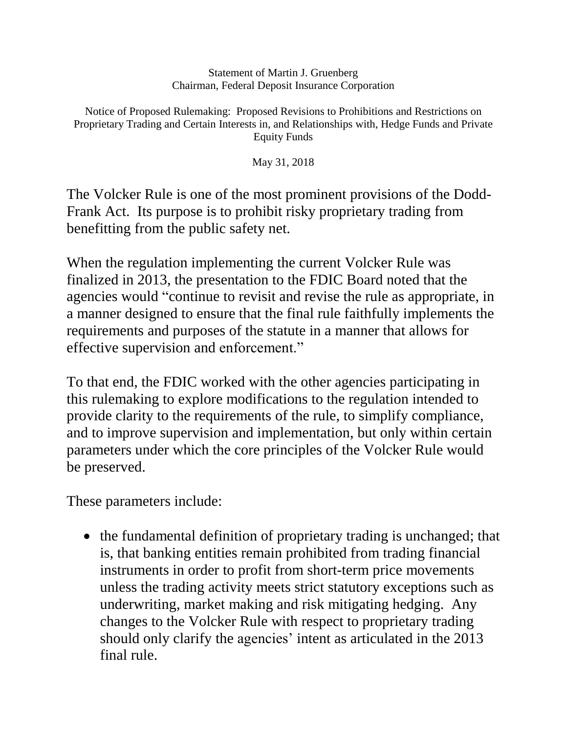Statement of Martin J. Gruenberg
Chairman, Federal Deposit Insurance Corporation

Notice of Proposed Rulemaking: Proposed Revisions to Prohibitions and Restrictions on Proprietary Trading and Certain Interests in, and Relationships with, Hedge Funds and Private Equity Funds

May 31, 2018

The Volcker Rule is one of the most prominent provisions of the Dodd-Frank Act. Its purpose is to prohibit risky proprietary trading from benefitting from the public safety net.

When the regulation implementing the current Volcker Rule was finalized in 2013, the presentation to the FDIC Board noted that the agencies would "continue to revisit and revise the rule as appropriate, in a manner designed to ensure that the final rule faithfully implements the requirements and purposes of the statute in a manner that allows for effective supervision and enforcement."

To that end, the FDIC worked with the other agencies participating in this rulemaking to explore modifications to the regulation intended to provide clarity to the requirements of the rule, to simplify compliance, and to improve supervision and implementation, but only within certain parameters under which the core principles of the Volcker Rule would be preserved.

These parameters include:

- the fundamental definition of proprietary trading is unchanged; that is, that banking entities remain prohibited from trading financial instruments in order to profit from short-term price movements unless the trading activity meets strict statutory exceptions such as underwriting, market making and risk mitigating hedging. Any changes to the Volcker Rule with respect to proprietary trading should only clarify the agencies' intent as articulated in the 2013 final rule.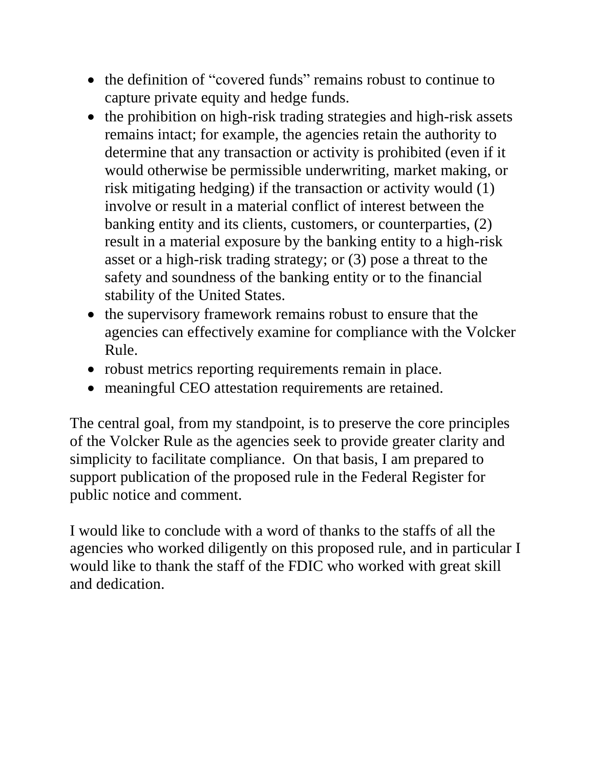- the definition of "covered funds" remains robust to continue to capture private equity and hedge funds.
- the prohibition on high-risk trading strategies and high-risk assets remains intact; for example, the agencies retain the authority to determine that any transaction or activity is prohibited (even if it would otherwise be permissible underwriting, market making, or risk mitigating hedging) if the transaction or activity would (1) involve or result in a material conflict of interest between the banking entity and its clients, customers, or counterparties, (2) result in a material exposure by the banking entity to a high-risk asset or a high-risk trading strategy; or (3) pose a threat to the safety and soundness of the banking entity or to the financial stability of the United States.
- the supervisory framework remains robust to ensure that the agencies can effectively examine for compliance with the Volcker Rule.
- robust metrics reporting requirements remain in place.
- meaningful CEO attestation requirements are retained.

The central goal, from my standpoint, is to preserve the core principles of the Volcker Rule as the agencies seek to provide greater clarity and simplicity to facilitate compliance. On that basis, I am prepared to support publication of the proposed rule in the Federal Register for public notice and comment.

I would like to conclude with a word of thanks to the staffs of all the agencies who worked diligently on this proposed rule, and in particular I would like to thank the staff of the FDIC who worked with great skill and dedication.